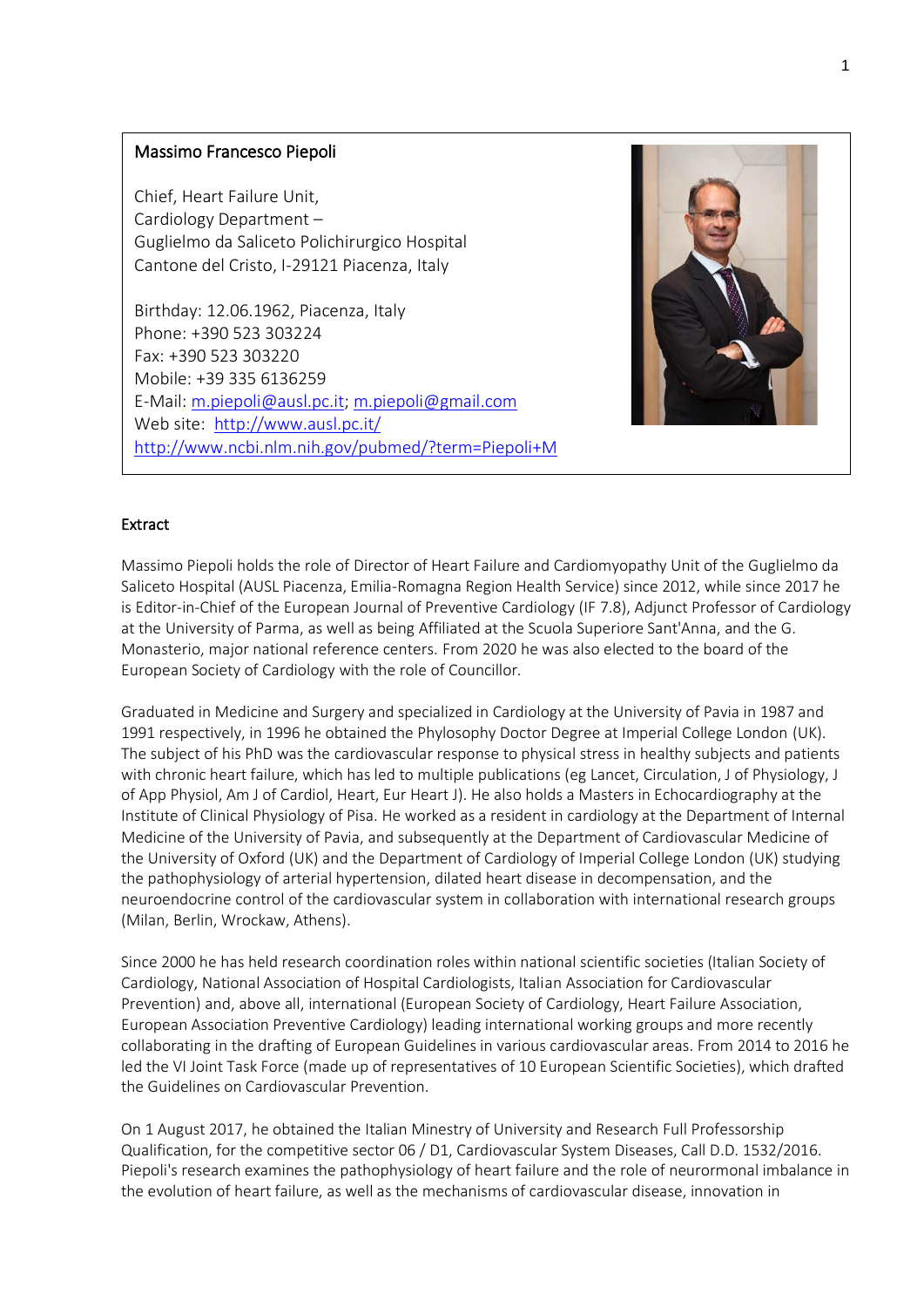**Massimo Francesco Piepoli**

Chief, Heart Failure Unit,
Cardiology Department –
Guglielmo da Saliceto Polichirurgico Hospital
Cantone del Cristo, I-29121 Piacenza, Italy

Birthday: 12.06.1962, Piacenza, Italy
Phone: +390 523 303224
Fax: +390 523 303220
Mobile: +39 335 6136259
E-Mail: m.piepoli@ausl.pc.it; m.piepoli@gmail.com
Web site: http://www.ausl.pc.it/
http://www.ncbi.nlm.nih.gov/pubmed/?term=Piepoli+M

## Extract

Massimo Piepoli holds the role of Director of Heart Failure and Cardiomyopathy Unit of the Guglielmo da Saliceto Hospital (AUSL Piacenza, Emilia-Romagna Region Health Service) since 2012, while since 2017 he is Editor-in-Chief of the European Journal of Preventive Cardiology (IF 7.8), Adjunct Professor of Cardiology at the University of Parma, as well as being Affiliated at the Scuola Superiore Sant'Anna, and the G. Monasterio, major national reference centers. From 2020 he was also elected to the board of the European Society of Cardiology with the role of Councillor.

Graduated in Medicine and Surgery and specialized in Cardiology at the University of Pavia in 1987 and 1991 respectively, in 1996 he obtained the Phylosophy Doctor Degree at Imperial College London (UK). The subject of his PhD was the cardiovascular response to physical stress in healthy subjects and patients with chronic heart failure, which has led to multiple publications (eg Lancet, Circulation, J of Physiology, J of App Physiol, Am J of Cardiol, Heart, Eur Heart J). He also holds a Masters in Echocardiography at the Institute of Clinical Physiology of Pisa. He worked as a resident in cardiology at the Department of Internal Medicine of the University of Pavia, and subsequently at the Department of Cardiovascular Medicine of the University of Oxford (UK) and the Department of Cardiology of Imperial College London (UK) studying the pathophysiology of arterial hypertension, dilated heart disease in decompensation, and the neuroendocrine control of the cardiovascular system in collaboration with international research groups (Milan, Berlin, Wrockaw, Athens).

Since 2000 he has held research coordination roles within national scientific societies (Italian Society of Cardiology, National Association of Hospital Cardiologists, Italian Association for Cardiovascular Prevention) and, above all, international (European Society of Cardiology, Heart Failure Association, European Association Preventive Cardiology) leading international working groups and more recently collaborating in the drafting of European Guidelines in various cardiovascular areas. From 2014 to 2016 he led the VI Joint Task Force (made up of representatives of 10 European Scientific Societies), which drafted the Guidelines on Cardiovascular Prevention.

On 1 August 2017, he obtained the Italian Minestry of University and Research Full Professorship Qualification, for the competitive sector 06 / D1, Cardiovascular System Diseases, Call D.D. 1532/2016. Piepoli's research examines the pathophysiology of heart failure and the role of neurormonal imbalance in the evolution of heart failure, as well as the mechanisms of cardiovascular disease, innovation in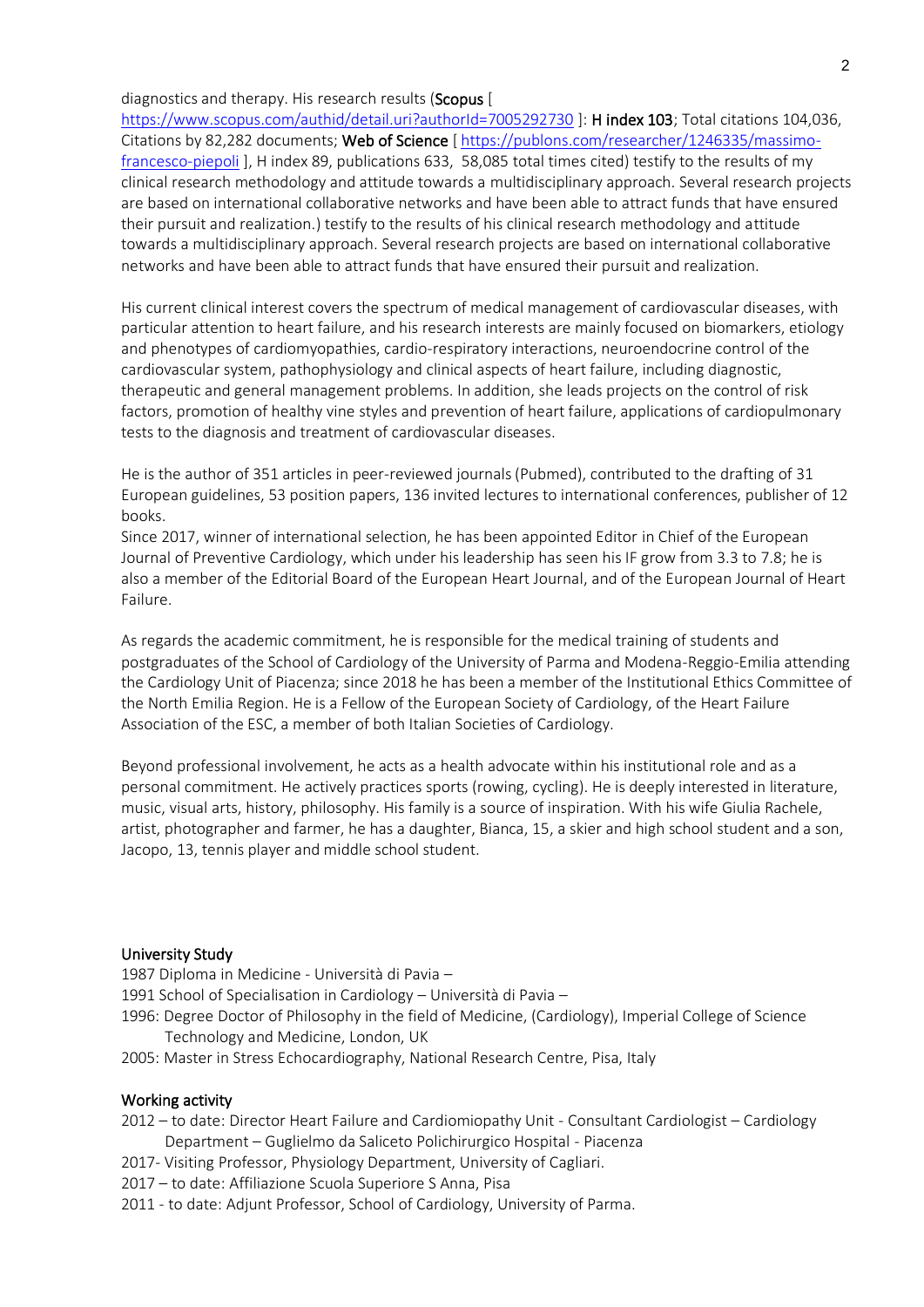diagnostics and therapy. His research results (**Scopus** [ https://www.scopus.com/authid/detail.uri?authorId=7005292730 ]: **H index 103**; Total citations 104,036, Citations by 82,282 documents; **Web of Science** [ https://publons.com/researcher/1246335/massimo-francesco-piepoli ], H index 89, publications 633, 58,085 total times cited) testify to the results of my clinical research methodology and attitude towards a multidisciplinary approach. Several research projects are based on international collaborative networks and have been able to attract funds that have ensured their pursuit and realization.) testify to the results of his clinical research methodology and attitude towards a multidisciplinary approach. Several research projects are based on international collaborative networks and have been able to attract funds that have ensured their pursuit and realization.

His current clinical interest covers the spectrum of medical management of cardiovascular diseases, with particular attention to heart failure, and his research interests are mainly focused on biomarkers, etiology and phenotypes of cardiomyopathies, cardio-respiratory interactions, neuroendocrine control of the cardiovascular system, pathophysiology and clinical aspects of heart failure, including diagnostic, therapeutic and general management problems. In addition, she leads projects on the control of risk factors, promotion of healthy vine styles and prevention of heart failure, applications of cardiopulmonary tests to the diagnosis and treatment of cardiovascular diseases.

He is the author of 351 articles in peer-reviewed journals (Pubmed), contributed to the drafting of 31 European guidelines, 53 position papers, 136 invited lectures to international conferences, publisher of 12 books.
Since 2017, winner of international selection, he has been appointed Editor in Chief of the European Journal of Preventive Cardiology, which under his leadership has seen his IF grow from 3.3 to 7.8; he is also a member of the Editorial Board of the European Heart Journal, and of the European Journal of Heart Failure.

As regards the academic commitment, he is responsible for the medical training of students and postgraduates of the School of Cardiology of the University of Parma and Modena-Reggio-Emilia attending the Cardiology Unit of Piacenza; since 2018 he has been a member of the Institutional Ethics Committee of the North Emilia Region. He is a Fellow of the European Society of Cardiology, of the Heart Failure Association of the ESC, a member of both Italian Societies of Cardiology.

Beyond professional involvement, he acts as a health advocate within his institutional role and as a personal commitment. He actively practices sports (rowing, cycling). He is deeply interested in literature, music, visual arts, history, philosophy. His family is a source of inspiration. With his wife Giulia Rachele, artist, photographer and farmer, he has a daughter, Bianca, 15, a skier and high school student and a son, Jacopo, 13, tennis player and middle school student.

## University Study

1987 Diploma in Medicine - Università di Pavia –
1991 School of Specialisation in Cardiology – Università di Pavia –
1996: Degree Doctor of Philosophy in the field of Medicine, (Cardiology), Imperial College of Science Technology and Medicine, London, UK
2005: Master in Stress Echocardiography, National Research Centre, Pisa, Italy

## Working activity

2012 – to date: Director Heart Failure and Cardiomiopathy Unit - Consultant Cardiologist – Cardiology Department – Guglielmo da Saliceto Polichirurgico Hospital - Piacenza
2017- Visiting Professor, Physiology Department, University of Cagliari.
2017 – to date: Affiliazione Scuola Superiore S Anna, Pisa
2011 - to date: Adjunt Professor, School of Cardiology, University of Parma.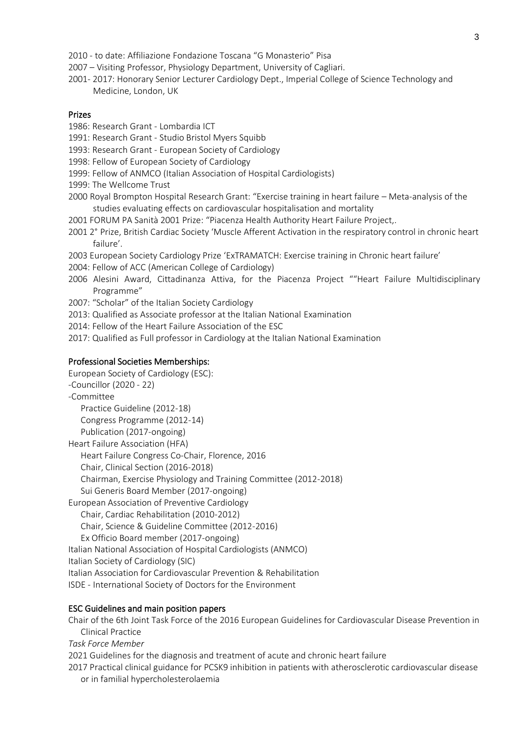2010 - to date: Affiliazione Fondazione Toscana "G Monasterio" Pisa

2007 – Visiting Professor, Physiology Department, University of Cagliari.

2001- 2017: Honorary Senior Lecturer Cardiology Dept., Imperial College of Science Technology and Medicine, London, UK

## Prizes

1986: Research Grant - Lombardia ICT

1991: Research Grant - Studio Bristol Myers Squibb

1993: Research Grant - European Society of Cardiology

1998: Fellow of European Society of Cardiology

1999: Fellow of ANMCO (Italian Association of Hospital Cardiologists)

1999: The Wellcome Trust

2000 Royal Brompton Hospital Research Grant: "Exercise training in heart failure – Meta-analysis of the studies evaluating effects on cardiovascular hospitalisation and mortality

2001 FORUM PA Sanità 2001 Prize: "Piacenza Health Authority Heart Failure Project,.

2001 2° Prize, British Cardiac Society 'Muscle Afferent Activation in the respiratory control in chronic heart failure'.

2003 European Society Cardiology Prize 'ExTRAMATCH: Exercise training in Chronic heart failure'

2004: Fellow of ACC (American College of Cardiology)

2006 Alesini Award, Cittadinanza Attiva, for the Piacenza Project ""Heart Failure Multidisciplinary Programme"

2007: "Scholar" of the Italian Society Cardiology

2013: Qualified as Associate professor at the Italian National Examination

2014: Fellow of the Heart Failure Association of the ESC

2017: Qualified as Full professor in Cardiology at the Italian National Examination

## Professional Societies Memberships:

European Society of Cardiology (ESC):

-Councillor (2020 - 22)

-Committee

- Practice Guideline (2012-18)
- Congress Programme (2012-14)
- Publication (2017-ongoing)

Heart Failure Association (HFA)

- Heart Failure Congress Co-Chair, Florence, 2016
- Chair, Clinical Section (2016-2018)
- Chairman, Exercise Physiology and Training Committee (2012-2018)
- Sui Generis Board Member (2017-ongoing)

European Association of Preventive Cardiology

- Chair, Cardiac Rehabilitation (2010-2012)
- Chair, Science & Guideline Committee (2012-2016)
- Ex Officio Board member (2017-ongoing)

Italian National Association of Hospital Cardiologists (ANMCO)

Italian Society of Cardiology (SIC)

Italian Association for Cardiovascular Prevention & Rehabilitation

ISDE - International Society of Doctors for the Environment

## ESC Guidelines and main position papers

Chair of the 6th Joint Task Force of the 2016 European Guidelines for Cardiovascular Disease Prevention in Clinical Practice

*Task Force Member*

2021 Guidelines for the diagnosis and treatment of acute and chronic heart failure

2017 Practical clinical guidance for PCSK9 inhibition in patients with atherosclerotic cardiovascular disease or in familial hypercholesterolaemia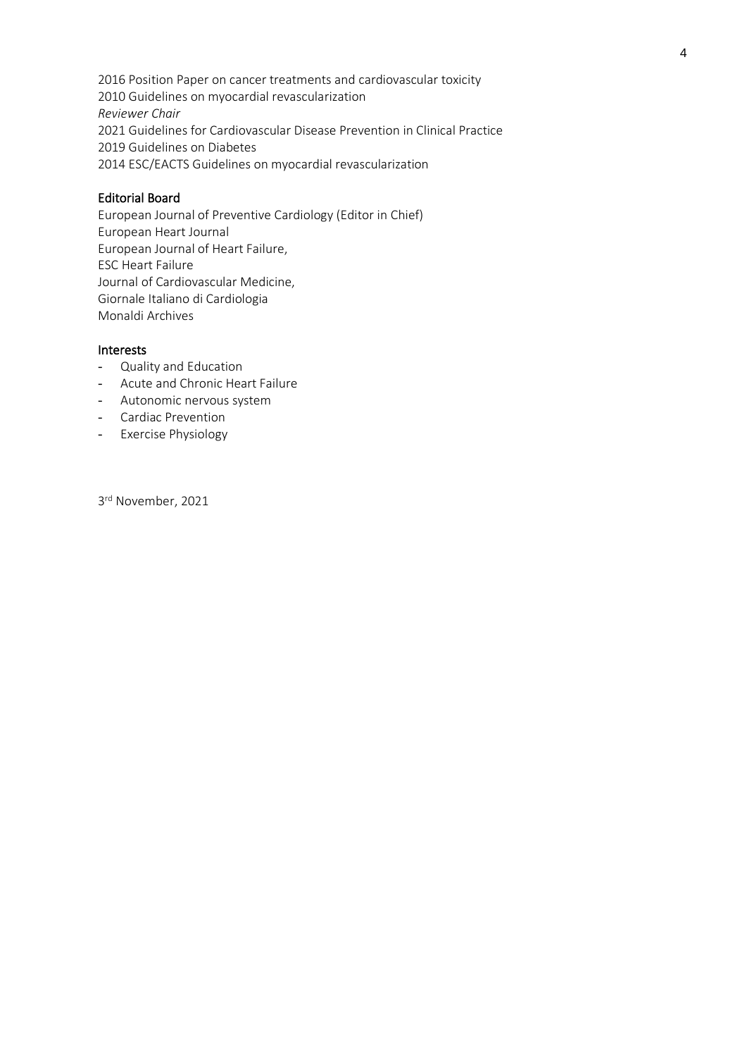2016 Position Paper on cancer treatments and cardiovascular toxicity
2010 Guidelines on myocardial revascularization
*Reviewer Chair*
2021 Guidelines for Cardiovascular Disease Prevention in Clinical Practice
2019 Guidelines on Diabetes
2014 ESC/EACTS Guidelines on myocardial revascularization

## Editorial Board

European Journal of Preventive Cardiology (Editor in Chief)
European Heart Journal
European Journal of Heart Failure,
ESC Heart Failure
Journal of Cardiovascular Medicine,
Giornale Italiano di Cardiologia
Monaldi Archives

## Interests

- Quality and Education
- Acute and Chronic Heart Failure
- Autonomic nervous system
- Cardiac Prevention
- Exercise Physiology

3rd November, 2021